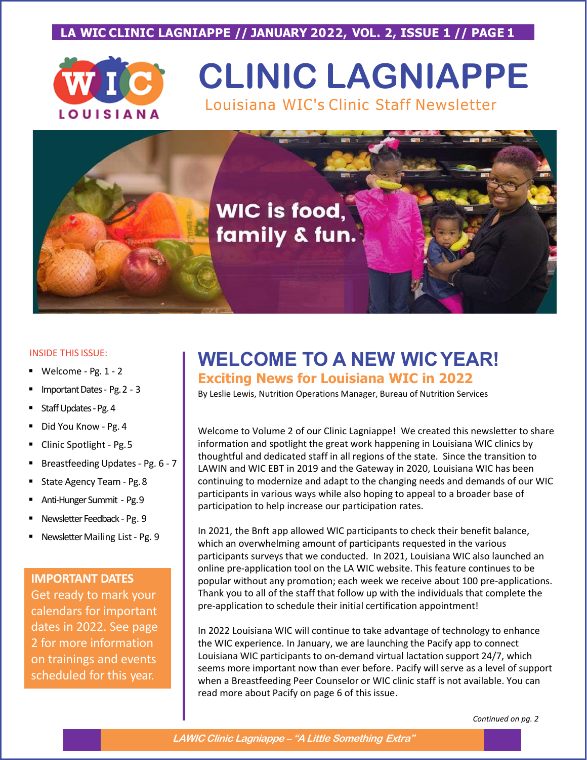# CLINIC LAGNIAPPE

Louisiana WIC's Clinic Staff Newsletter

WIC is food, family & fun.

INSIDE THIS ISSUE:

- Welcome - Pg. 1 - 2
- Important Dates - Pg. 2 - 3
- Staff Updates - Pg. 4
- Did You Know - Pg. 4
- Clinic Spotlight - Pg. 5
- Breastfeeding Updates - Pg. 6 - 7
- State Agency Team - Pg. 8
- Anti-Hunger Summit - Pg. 9
- Newsletter Feedback - Pg. 9
- Newsletter Mailing List - Pg. 9

**IMPORTANT DATES**

Get ready to mark your calendars for important dates in 2022. See page 2 for more information on trainings and events scheduled for this year.

## WELCOME TO A NEW WIC YEAR!

### Exciting News for Louisiana WIC in 2022

By Leslie Lewis, Nutrition Operations Manager, Bureau of Nutrition Services

Welcome to Volume 2 of our Clinic Lagniappe! We created this newsletter to share information and spotlight the great work happening in Louisiana WIC clinics by thoughtful and dedicated staff in all regions of the state. Since the transition to LAWIN and WIC EBT in 2019 and the Gateway in 2020, Louisiana WIC has been continuing to modernize and adapt to the changing needs and demands of our WIC participants in various ways while also hoping to appeal to a broader base of participation to help increase our participation rates.

In 2021, the Bnft app allowed WIC participants to check their benefit balance, which an overwhelming amount of participants requested in the various participants surveys that we conducted. In 2021, Louisiana WIC also launched an online pre-application tool on the LA WIC website. This feature continues to be popular without any promotion; each week we receive about 100 pre-applications. Thank you to all of the staff that follow up with the individuals that complete the pre-application to schedule their initial certification appointment!

In 2022 Louisiana WIC will continue to take advantage of technology to enhance the WIC experience. In January, we are launching the Pacify app to connect Louisiana WIC participants to on-demand virtual lactation support 24/7, which seems more important now than ever before. Pacify will serve as a level of support when a Breastfeeding Peer Counselor or WIC clinic staff is not available. You can read more about Pacify on page 6 of this issue.

*Continued on pg. 2*

*LAWIC Clinic Lagniappe – "A Little Something Extra"*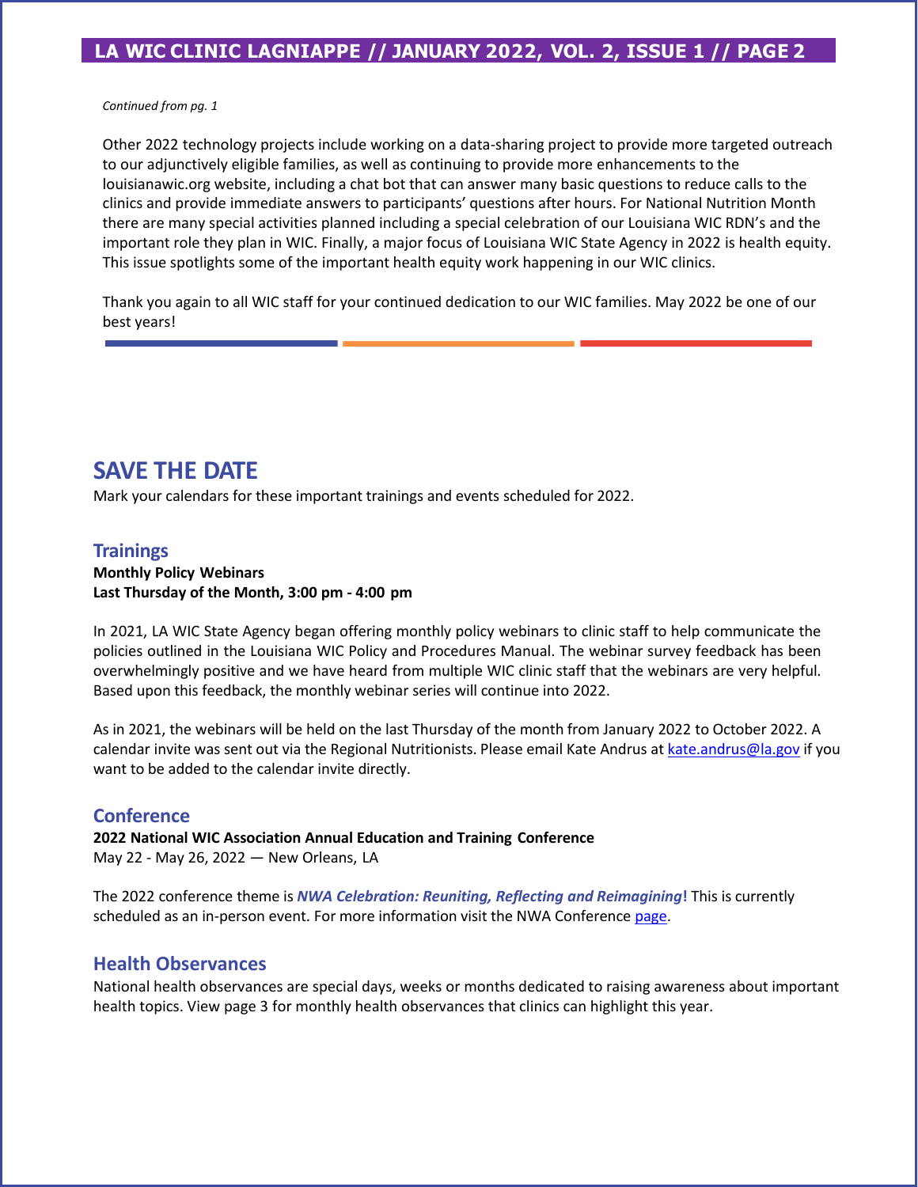*Continued from pg. 1*

Other 2022 technology projects include working on a data-sharing project to provide more targeted outreach to our adjunctively eligible families, as well as continuing to provide more enhancements to the louisianawic.org website, including a chat bot that can answer many basic questions to reduce calls to the clinics and provide immediate answers to participants' questions after hours. For National Nutrition Month there are many special activities planned including a special celebration of our Louisiana WIC RDN's and the important role they plan in WIC. Finally, a major focus of Louisiana WIC State Agency in 2022 is health equity. This issue spotlights some of the important health equity work happening in our WIC clinics.

Thank you again to all WIC staff for your continued dedication to our WIC families. May 2022 be one of our best years!

# SAVE THE DATE

Mark your calendars for these important trainings and events scheduled for 2022.

## Trainings

**Monthly Policy Webinars**
**Last Thursday of the Month, 3:00 pm - 4:00 pm**

In 2021, LA WIC State Agency began offering monthly policy webinars to clinic staff to help communicate the policies outlined in the Louisiana WIC Policy and Procedures Manual. The webinar survey feedback has been overwhelmingly positive and we have heard from multiple WIC clinic staff that the webinars are very helpful. Based upon this feedback, the monthly webinar series will continue into 2022.

As in 2021, the webinars will be held on the last Thursday of the month from January 2022 to October 2022. A calendar invite was sent out via the Regional Nutritionists. Please email Kate Andrus at kate.andrus@la.gov if you want to be added to the calendar invite directly.

## Conference

**2022 National WIC Association Annual Education and Training Conference**
May 22 - May 26, 2022 — New Orleans, LA

The 2022 conference theme is ***NWA Celebration: Reuniting, Reflecting and Reimagining*****!** This is currently scheduled as an in-person event. For more information visit the NWA Conference page.

## Health Observances

National health observances are special days, weeks or months dedicated to raising awareness about important health topics. View page 3 for monthly health observances that clinics can highlight this year.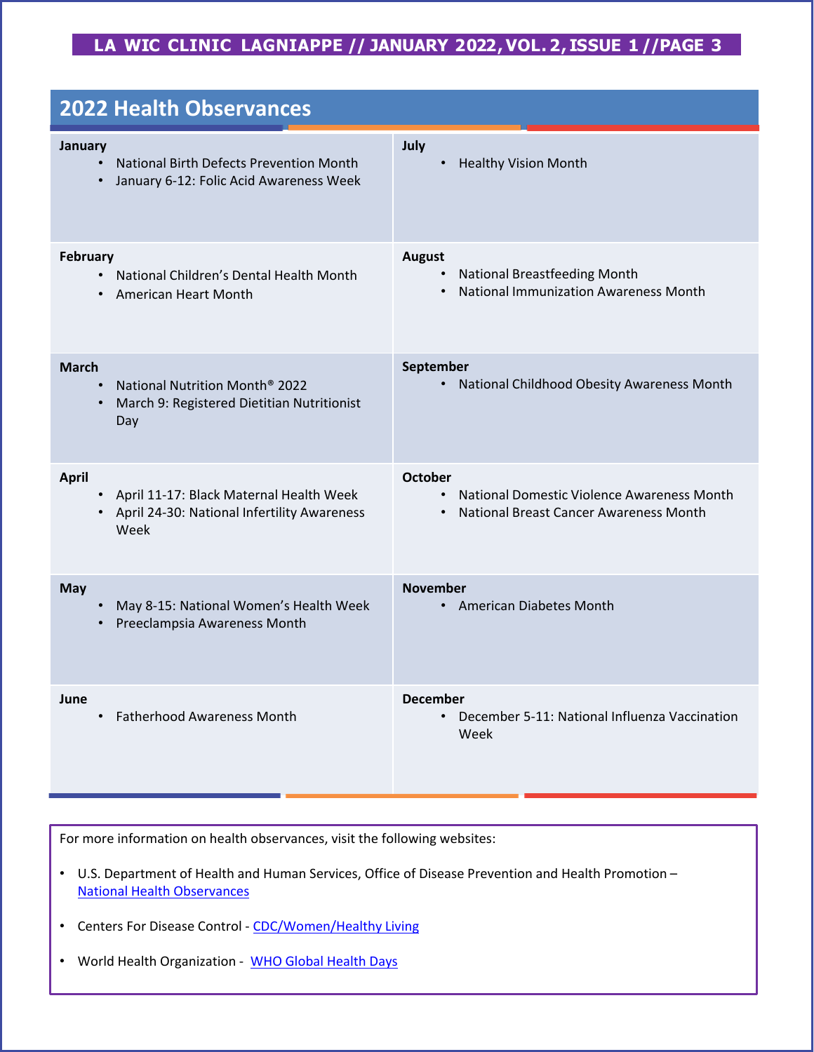## 2022 Health Observances

**January**
- National Birth Defects Prevention Month
- January 6-12: Folic Acid Awareness Week

**February**
- National Children's Dental Health Month
- American Heart Month

**March**
- National Nutrition Month® 2022
- March 9: Registered Dietitian Nutritionist Day

**April**
- April 11-17: Black Maternal Health Week
- April 24-30: National Infertility Awareness Week

**May**
- May 8-15: National Women's Health Week
- Preeclampsia Awareness Month

**June**
- Fatherhood Awareness Month

**July**
- Healthy Vision Month

**August**
- National Breastfeeding Month
- National Immunization Awareness Month

**September**
- National Childhood Obesity Awareness Month

**October**
- National Domestic Violence Awareness Month
- National Breast Cancer Awareness Month

**November**
- American Diabetes Month

**December**
- December 5-11: National Influenza Vaccination Week

For more information on health observances, visit the following websites:

- U.S. Department of Health and Human Services, Office of Disease Prevention and Health Promotion – National Health Observances
- Centers For Disease Control - CDC/Women/Healthy Living
- World Health Organization - WHO Global Health Days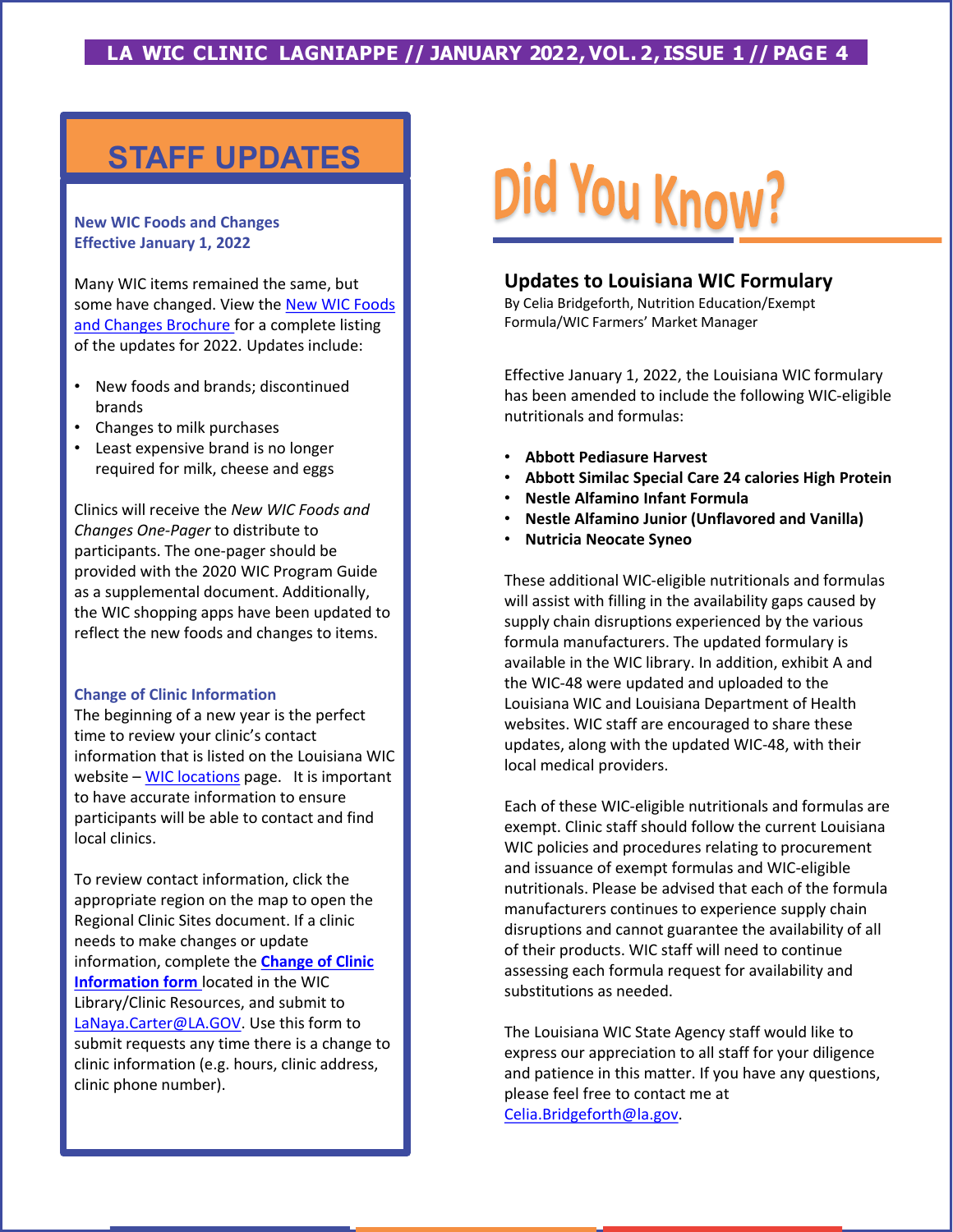## STAFF UPDATES

### New WIC Foods and Changes Effective January 1, 2022

Many WIC items remained the same, but some have changed. View the New WIC Foods and Changes Brochure for a complete listing of the updates for 2022. Updates include:

- New foods and brands; discontinued brands
- Changes to milk purchases
- Least expensive brand is no longer required for milk, cheese and eggs

Clinics will receive the *New WIC Foods and Changes One-Pager* to distribute to participants. The one-pager should be provided with the 2020 WIC Program Guide as a supplemental document. Additionally, the WIC shopping apps have been updated to reflect the new foods and changes to items.

### Change of Clinic Information

The beginning of a new year is the perfect time to review your clinic's contact information that is listed on the Louisiana WIC website – WIC locations page. It is important to have accurate information to ensure participants will be able to contact and find local clinics.

To review contact information, click the appropriate region on the map to open the Regional Clinic Sites document. If a clinic needs to make changes or update information, complete the **Change of Clinic Information form** located in the WIC Library/Clinic Resources, and submit to LaNaya.Carter@LA.GOV. Use this form to submit requests any time there is a change to clinic information (e.g. hours, clinic address, clinic phone number).

## Did You Know?

### Updates to Louisiana WIC Formulary

By Celia Bridgeforth, Nutrition Education/Exempt Formula/WIC Farmers' Market Manager

Effective January 1, 2022, the Louisiana WIC formulary has been amended to include the following WIC-eligible nutritionals and formulas:

- **Abbott Pediasure Harvest**
- **Abbott Similac Special Care 24 calories High Protein**
- **Nestle Alfamino Infant Formula**
- **Nestle Alfamino Junior (Unflavored and Vanilla)**
- **Nutricia Neocate Syneo**

These additional WIC-eligible nutritionals and formulas will assist with filling in the availability gaps caused by supply chain disruptions experienced by the various formula manufacturers. The updated formulary is available in the WIC library. In addition, exhibit A and the WIC-48 were updated and uploaded to the Louisiana WIC and Louisiana Department of Health websites. WIC staff are encouraged to share these updates, along with the updated WIC-48, with their local medical providers.

Each of these WIC-eligible nutritionals and formulas are exempt. Clinic staff should follow the current Louisiana WIC policies and procedures relating to procurement and issuance of exempt formulas and WIC-eligible nutritionals. Please be advised that each of the formula manufacturers continues to experience supply chain disruptions and cannot guarantee the availability of all of their products. WIC staff will need to continue assessing each formula request for availability and substitutions as needed.

The Louisiana WIC State Agency staff would like to express our appreciation to all staff for your diligence and patience in this matter. If you have any questions, please feel free to contact me at Celia.Bridgeforth@la.gov.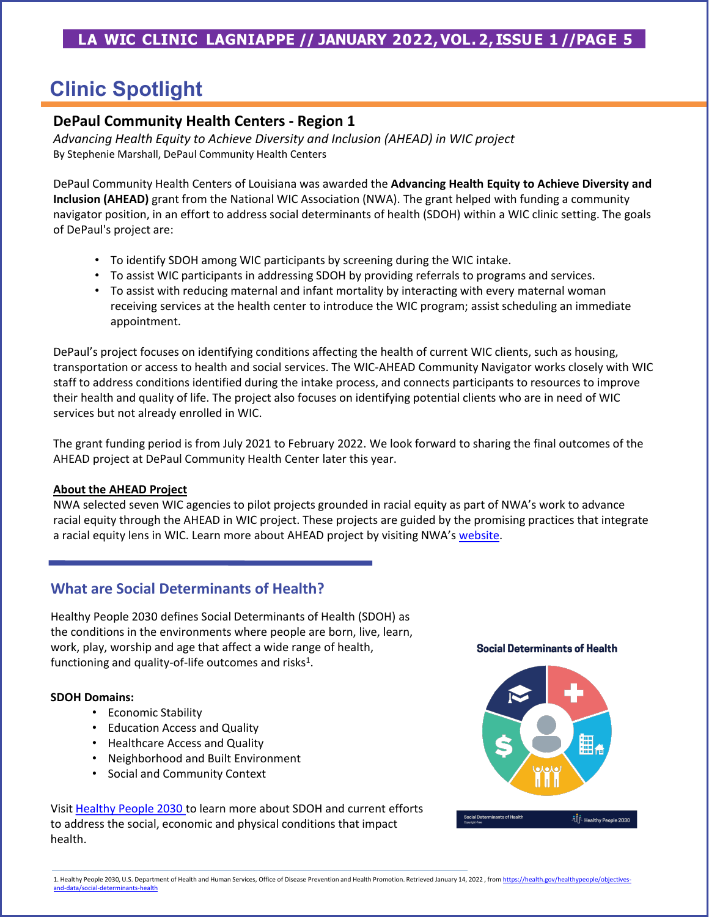# Clinic Spotlight

## DePaul Community Health Centers - Region 1

*Advancing Health Equity to Achieve Diversity and Inclusion (AHEAD) in WIC project*

By Stephenie Marshall, DePaul Community Health Centers

DePaul Community Health Centers of Louisiana was awarded the **Advancing Health Equity to Achieve Diversity and Inclusion (AHEAD)** grant from the National WIC Association (NWA). The grant helped with funding a community navigator position, in an effort to address social determinants of health (SDOH) within a WIC clinic setting. The goals of DePaul's project are:

- To identify SDOH among WIC participants by screening during the WIC intake.
- To assist WIC participants in addressing SDOH by providing referrals to programs and services.
- To assist with reducing maternal and infant mortality by interacting with every maternal woman receiving services at the health center to introduce the WIC program; assist scheduling an immediate appointment.

DePaul's project focuses on identifying conditions affecting the health of current WIC clients, such as housing, transportation or access to health and social services. The WIC-AHEAD Community Navigator works closely with WIC staff to address conditions identified during the intake process, and connects participants to resources to improve their health and quality of life. The project also focuses on identifying potential clients who are in need of WIC services but not already enrolled in WIC.

The grant funding period is from July 2021 to February 2022. We look forward to sharing the final outcomes of the AHEAD project at DePaul Community Health Center later this year.

**About the AHEAD Project**

NWA selected seven WIC agencies to pilot projects grounded in racial equity as part of NWA's work to advance racial equity through the AHEAD in WIC project. These projects are guided by the promising practices that integrate a racial equity lens in WIC. Learn more about AHEAD project by visiting NWA's website.

## What are Social Determinants of Health?

Healthy People 2030 defines Social Determinants of Health (SDOH) as the conditions in the environments where people are born, live, learn, work, play, worship and age that affect a wide range of health, functioning and quality-of-life outcomes and risks[1].

**SDOH Domains:**

- Economic Stability
- Education Access and Quality
- Healthcare Access and Quality
- Neighborhood and Built Environment
- Social and Community Context

Visit Healthy People 2030 to learn more about SDOH and current efforts to address the social, economic and physical conditions that impact health.

**Social Determinants of Health**

Social Determinants of Health — Healthy People 2030

1. Healthy People 2030, U.S. Department of Health and Human Services, Office of Disease Prevention and Health Promotion. Retrieved January 14, 2022, from https://health.gov/healthypeople/objectives-and-data/social-determinants-health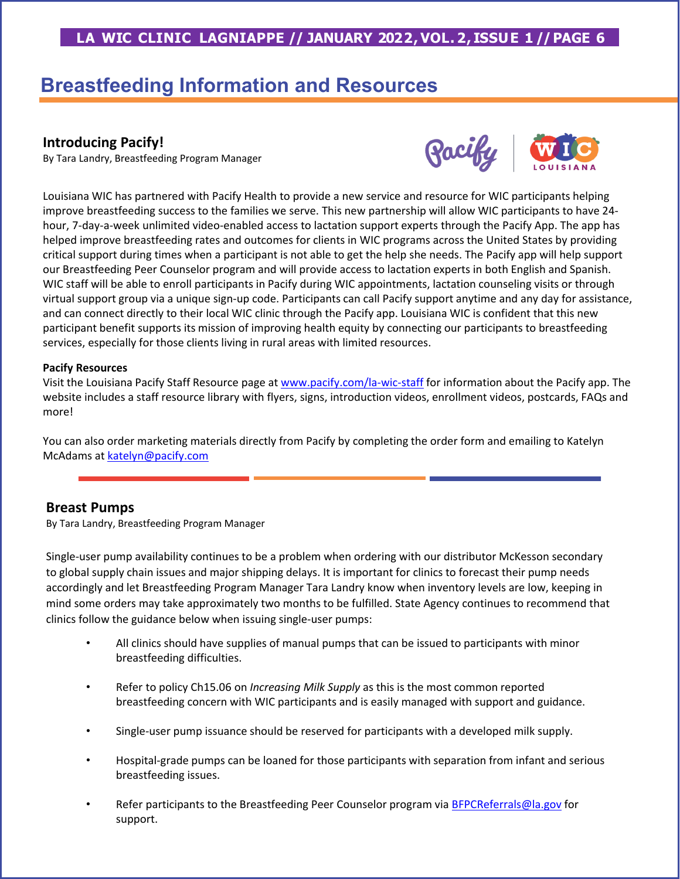# Breastfeeding Information and Resources

## Introducing Pacify!

By Tara Landry, Breastfeeding Program Manager

Louisiana WIC has partnered with Pacify Health to provide a new service and resource for WIC participants helping improve breastfeeding success to the families we serve. This new partnership will allow WIC participants to have 24-hour, 7-day-a-week unlimited video-enabled access to lactation support experts through the Pacify App. The app has helped improve breastfeeding rates and outcomes for clients in WIC programs across the United States by providing critical support during times when a participant is not able to get the help she needs. The Pacify app will help support our Breastfeeding Peer Counselor program and will provide access to lactation experts in both English and Spanish. WIC staff will be able to enroll participants in Pacify during WIC appointments, lactation counseling visits or through virtual support group via a unique sign-up code. Participants can call Pacify support anytime and any day for assistance, and can connect directly to their local WIC clinic through the Pacify app. Louisiana WIC is confident that this new participant benefit supports its mission of improving health equity by connecting our participants to breastfeeding services, especially for those clients living in rural areas with limited resources.

**Pacify Resources**

Visit the Louisiana Pacify Staff Resource page at www.pacify.com/la-wic-staff for information about the Pacify app. The website includes a staff resource library with flyers, signs, introduction videos, enrollment videos, postcards, FAQs and more!

You can also order marketing materials directly from Pacify by completing the order form and emailing to Katelyn McAdams at katelyn@pacify.com

## Breast Pumps

By Tara Landry, Breastfeeding Program Manager

Single-user pump availability continues to be a problem when ordering with our distributor McKesson secondary to global supply chain issues and major shipping delays. It is important for clinics to forecast their pump needs accordingly and let Breastfeeding Program Manager Tara Landry know when inventory levels are low, keeping in mind some orders may take approximately two months to be fulfilled. State Agency continues to recommend that clinics follow the guidance below when issuing single-user pumps:

- All clinics should have supplies of manual pumps that can be issued to participants with minor breastfeeding difficulties.
- Refer to policy Ch15.06 on *Increasing Milk Supply* as this is the most common reported breastfeeding concern with WIC participants and is easily managed with support and guidance.
- Single-user pump issuance should be reserved for participants with a developed milk supply.
- Hospital-grade pumps can be loaned for those participants with separation from infant and serious breastfeeding issues.
- Refer participants to the Breastfeeding Peer Counselor program via BFPCReferrals@la.gov for support.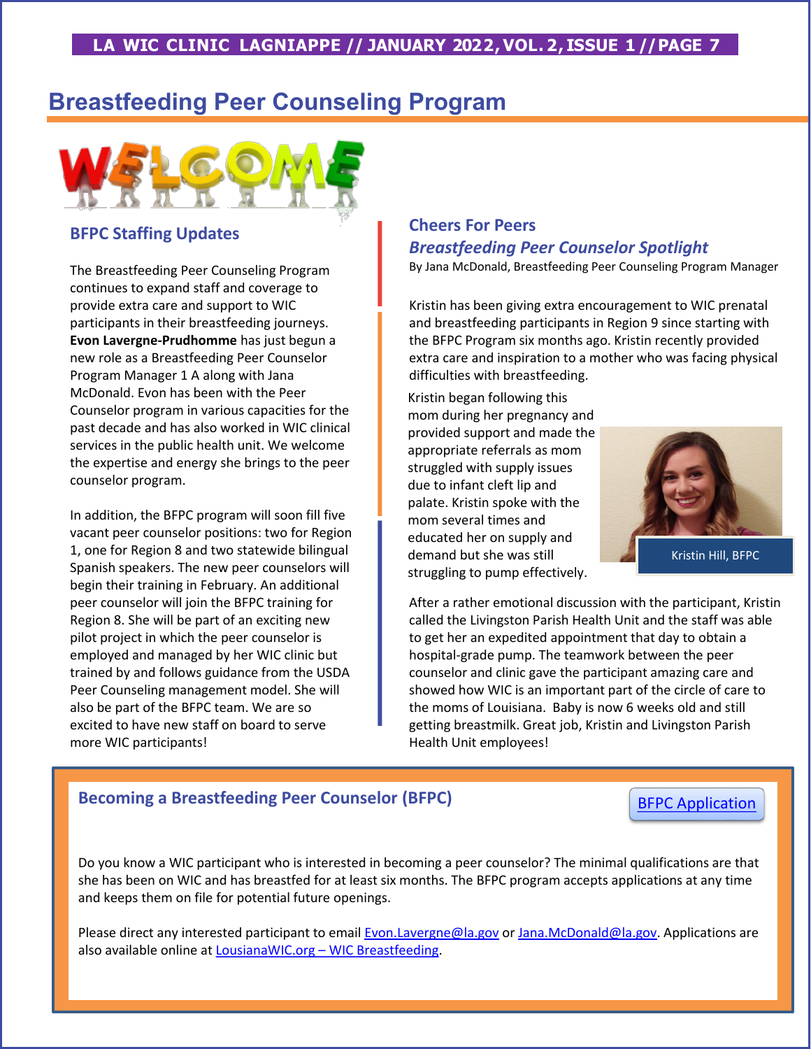# Breastfeeding Peer Counseling Program

WELCOME

## BFPC Staffing Updates

The Breastfeeding Peer Counseling Program continues to expand staff and coverage to provide extra care and support to WIC participants in their breastfeeding journeys. **Evon Lavergne-Prudhomme** has just begun a new role as a Breastfeeding Peer Counselor Program Manager 1 A along with Jana McDonald. Evon has been with the Peer Counselor program in various capacities for the past decade and has also worked in WIC clinical services in the public health unit. We welcome the expertise and energy she brings to the peer counselor program.

In addition, the BFPC program will soon fill five vacant peer counselor positions: two for Region 1, one for Region 8 and two statewide bilingual Spanish speakers. The new peer counselors will begin their training in February. An additional peer counselor will join the BFPC training for Region 8. She will be part of an exciting new pilot project in which the peer counselor is employed and managed by her WIC clinic but trained by and follows guidance from the USDA Peer Counseling management model. She will also be part of the BFPC team. We are so excited to have new staff on board to serve more WIC participants!

## Cheers For Peers

### *Breastfeeding Peer Counselor Spotlight*

By Jana McDonald, Breastfeeding Peer Counseling Program Manager

Kristin has been giving extra encouragement to WIC prenatal and breastfeeding participants in Region 9 since starting with the BFPC Program six months ago. Kristin recently provided extra care and inspiration to a mother who was facing physical difficulties with breastfeeding.

Kristin began following this mom during her pregnancy and provided support and made the appropriate referrals as mom struggled with supply issues due to infant cleft lip and palate. Kristin spoke with the mom several times and educated her on supply and demand but she was still struggling to pump effectively.

Kristin Hill, BFPC

After a rather emotional discussion with the participant, Kristin called the Livingston Parish Health Unit and the staff was able to get her an expedited appointment that day to obtain a hospital-grade pump. The teamwork between the peer counselor and clinic gave the participant amazing care and showed how WIC is an important part of the circle of care to the moms of Louisiana. Baby is now 6 weeks old and still getting breastmilk. Great job, Kristin and Livingston Parish Health Unit employees!

## Becoming a Breastfeeding Peer Counselor (BFPC)

[BFPC Application]

Do you know a WIC participant who is interested in becoming a peer counselor? The minimal qualifications are that she has been on WIC and has breastfed for at least six months. The BFPC program accepts applications at any time and keeps them on file for potential future openings.

Please direct any interested participant to email Evon.Lavergne@la.gov or Jana.McDonald@la.gov. Applications are also available online at LousianaWIC.org – WIC Breastfeeding.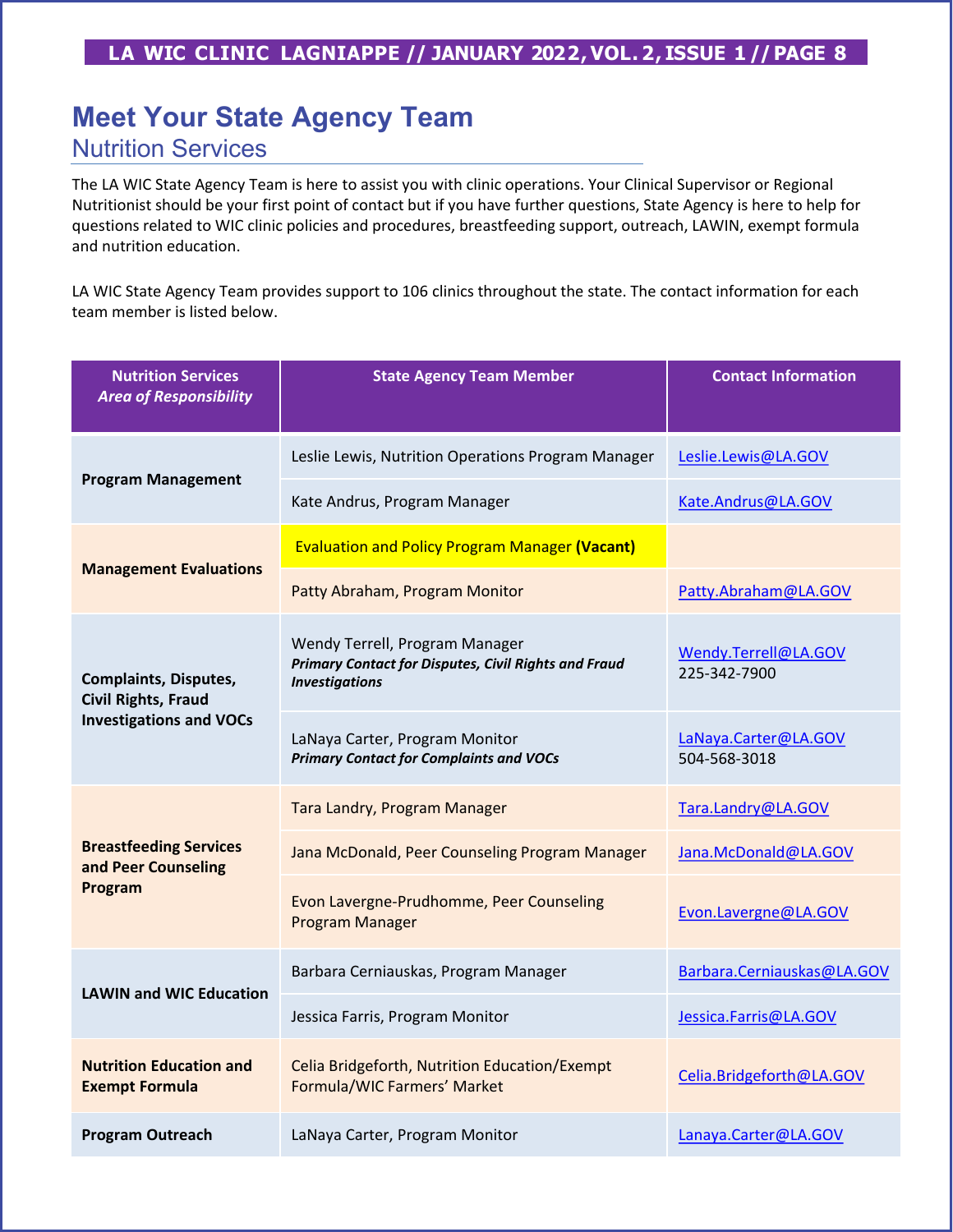# Meet Your State Agency Team

## Nutrition Services

The LA WIC State Agency Team is here to assist you with clinic operations. Your Clinical Supervisor or Regional Nutritionist should be your first point of contact but if you have further questions, State Agency is here to help for questions related to WIC clinic policies and procedures, breastfeeding support, outreach, LAWIN, exempt formula and nutrition education.

LA WIC State Agency Team provides support to 106 clinics throughout the state. The contact information for each team member is listed below.

| Nutrition Services *Area of Responsibility* | State Agency Team Member | Contact Information |
|---|---|---|
| **Program Management** | Leslie Lewis, Nutrition Operations Program Manager | Leslie.Lewis@LA.GOV |
| | Kate Andrus, Program Manager | Kate.Andrus@LA.GOV |
| **Management Evaluations** | Evaluation and Policy Program Manager **(Vacant)** | |
| | Patty Abraham, Program Monitor | Patty.Abraham@LA.GOV |
| **Complaints, Disputes, Civil Rights, Fraud Investigations and VOCs** | Wendy Terrell, Program Manager ***Primary Contact for Disputes, Civil Rights and Fraud Investigations*** | Wendy.Terrell@LA.GOV 225-342-7900 |
| | LaNaya Carter, Program Monitor ***Primary Contact for Complaints and VOCs*** | LaNaya.Carter@LA.GOV 504-568-3018 |
| **Breastfeeding Services and Peer Counseling Program** | Tara Landry, Program Manager | Tara.Landry@LA.GOV |
| | Jana McDonald, Peer Counseling Program Manager | Jana.McDonald@LA.GOV |
| | Evon Lavergne-Prudhomme, Peer Counseling Program Manager | Evon.Lavergne@LA.GOV |
| **LAWIN and WIC Education** | Barbara Cerniauskas, Program Manager | Barbara.Cerniauskas@LA.GOV |
| | Jessica Farris, Program Monitor | Jessica.Farris@LA.GOV |
| **Nutrition Education and Exempt Formula** | Celia Bridgeforth, Nutrition Education/Exempt Formula/WIC Farmers' Market | Celia.Bridgeforth@LA.GOV |
| **Program Outreach** | LaNaya Carter, Program Monitor | Lanaya.Carter@LA.GOV |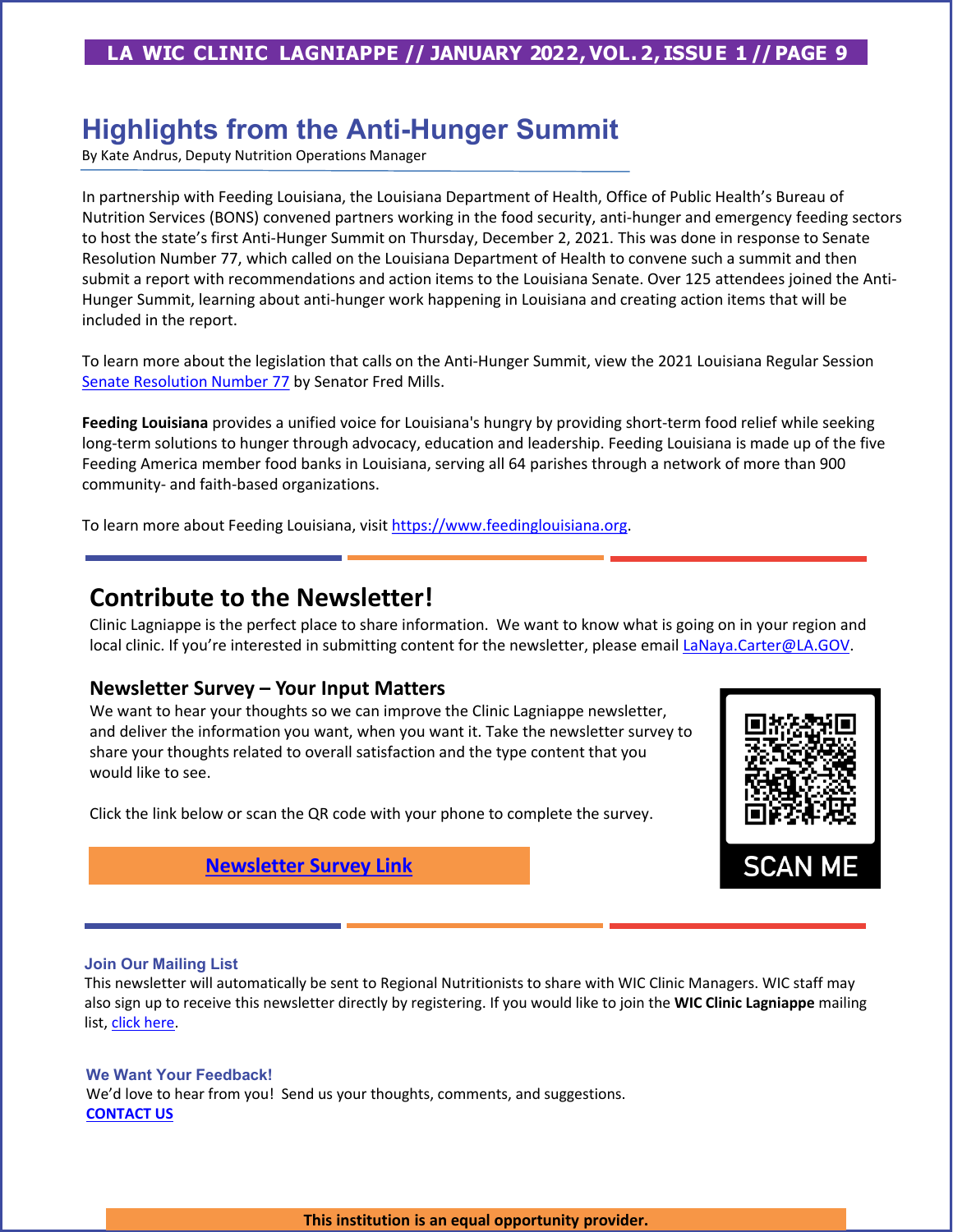## Highlights from the Anti-Hunger Summit

By Kate Andrus, Deputy Nutrition Operations Manager

In partnership with Feeding Louisiana, the Louisiana Department of Health, Office of Public Health's Bureau of Nutrition Services (BONS) convened partners working in the food security, anti-hunger and emergency feeding sectors to host the state's first Anti-Hunger Summit on Thursday, December 2, 2021. This was done in response to Senate Resolution Number 77, which called on the Louisiana Department of Health to convene such a summit and then submit a report with recommendations and action items to the Louisiana Senate. Over 125 attendees joined the Anti-Hunger Summit, learning about anti-hunger work happening in Louisiana and creating action items that will be included in the report.

To learn more about the legislation that calls on the Anti-Hunger Summit, view the 2021 Louisiana Regular Session Senate Resolution Number 77 by Senator Fred Mills.

**Feeding Louisiana** provides a unified voice for Louisiana's hungry by providing short-term food relief while seeking long-term solutions to hunger through advocacy, education and leadership. Feeding Louisiana is made up of the five Feeding America member food banks in Louisiana, serving all 64 parishes through a network of more than 900 community- and faith-based organizations.

To learn more about Feeding Louisiana, visit https://www.feedinglouisiana.org.

## Contribute to the Newsletter!

Clinic Lagniappe is the perfect place to share information. We want to know what is going on in your region and local clinic. If you're interested in submitting content for the newsletter, please email LaNaya.Carter@LA.GOV.

### Newsletter Survey – Your Input Matters

We want to hear your thoughts so we can improve the Clinic Lagniappe newsletter, and deliver the information you want, when you want it. Take the newsletter survey to share your thoughts related to overall satisfaction and the type content that you would like to see.

Click the link below or scan the QR code with your phone to complete the survey.

**Newsletter Survey Link**

SCAN ME

### Join Our Mailing List

This newsletter will automatically be sent to Regional Nutritionists to share with WIC Clinic Managers. WIC staff may also sign up to receive this newsletter directly by registering. If you would like to join the **WIC Clinic Lagniappe** mailing list, click here.

### We Want Your Feedback!

We'd love to hear from you! Send us your thoughts, comments, and suggestions.

**CONTACT US**

**This institution is an equal opportunity provider.**